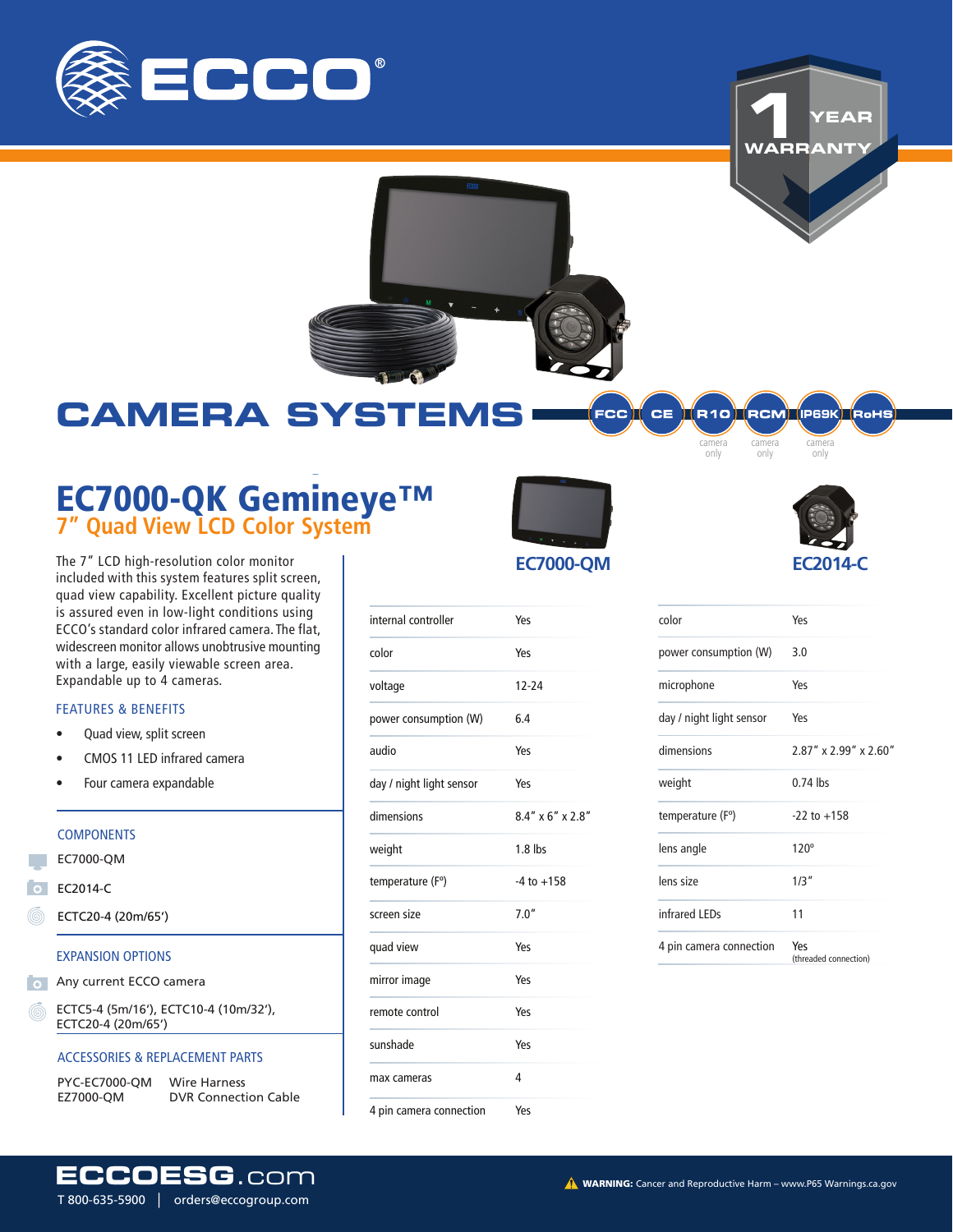# ECCO®

1 YEAR WARRANTY

# CAMERA SYSTEMS

FCC | CE | R10 (camera only) | RCM (camera only) | IP69K (camera only) | RoHS

## EC7000-QK Gemineye™

### 7" Quad View LCD Color System

The 7" LCD high-resolution color monitor included with this system features split screen, quad view capability. Excellent picture quality is assured even in low-light conditions using ECCO's standard color infrared camera. The flat, widescreen monitor allows unobtrusive mounting with a large, easily viewable screen area. Expandable up to 4 cameras.

#### FEATURES & BENEFITS

- Quad view, split screen
- CMOS 11 LED infrared camera
- Four camera expandable

#### COMPONENTS

- EC7000-QM
- EC2014-C
- ECTC20-4 (20m/65')

#### EXPANSION OPTIONS

- Any current ECCO camera
- ECTC5-4 (5m/16'), ECTC10-4 (10m/32'), ECTC20-4 (20m/65')

#### ACCESSORIES & REPLACEMENT PARTS

| | |
|---|---|
| PYC-EC7000-QM | Wire Harness |
| EZ7000-QM | DVR Connection Cable |

### EC7000-QM

| | |
|---|---|
| internal controller | Yes |
| color | Yes |
| voltage | 12-24 |
| power consumption (W) | 6.4 |
| audio | Yes |
| day / night light sensor | Yes |
| dimensions | 8.4" x 6" x 2.8" |
| weight | 1.8 lbs |
| temperature (F°) | -4 to +158 |
| screen size | 7.0" |
| quad view | Yes |
| mirror image | Yes |
| remote control | Yes |
| sunshade | Yes |
| max cameras | 4 |
| 4 pin camera connection | Yes |

### EC2014-C

| | |
|---|---|
| color | Yes |
| power consumption (W) | 3.0 |
| microphone | Yes |
| day / night light sensor | Yes |
| dimensions | 2.87" x 2.99" x 2.60" |
| weight | 0.74 lbs |
| temperature (F°) | -22 to +158 |
| lens angle | 120° |
| lens size | 1/3" |
| infrared LEDs | 11 |
| 4 pin camera connection | Yes (threaded connection) |

**ECCOESG.com**

T 800-635-5900 | orders@eccogroup.com

⚠ **WARNING:** Cancer and Reproductive Harm – www.P65 Warnings.ca.gov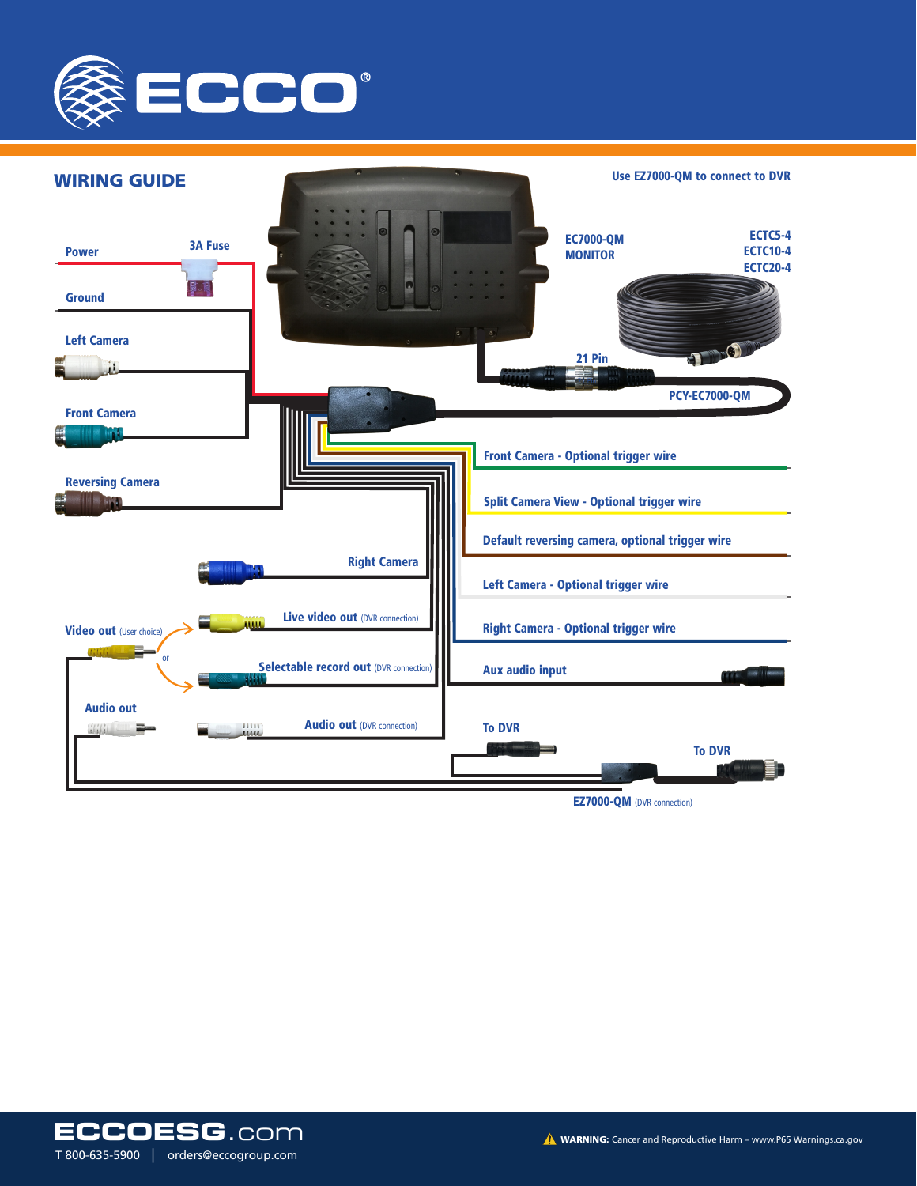ECCO®

## WIRING GUIDE

Use EZ7000-QM to connect to DVR

EC7000-QM MONITOR

ECTC5-4
ECTC10-4
ECTC20-4

Power

3A Fuse

Ground

Left Camera

21 Pin

PCY-EC7000-QM

Front Camera

Front Camera - Optional trigger wire

Reversing Camera

Split Camera View - Optional trigger wire

Default reversing camera, optional trigger wire

Right Camera

Left Camera - Optional trigger wire

Video out (User choice)

Live video out (DVR connection)

Right Camera - Optional trigger wire

or

Selectable record out (DVR connection)

Aux audio input

Audio out

Audio out (DVR connection)

To DVR

To DVR

EZ7000-QM (DVR connection)

ECCOESG.com
T 800-635-5900 | orders@eccogroup.com

WARNING: Cancer and Reproductive Harm – www.P65 Warnings.ca.gov